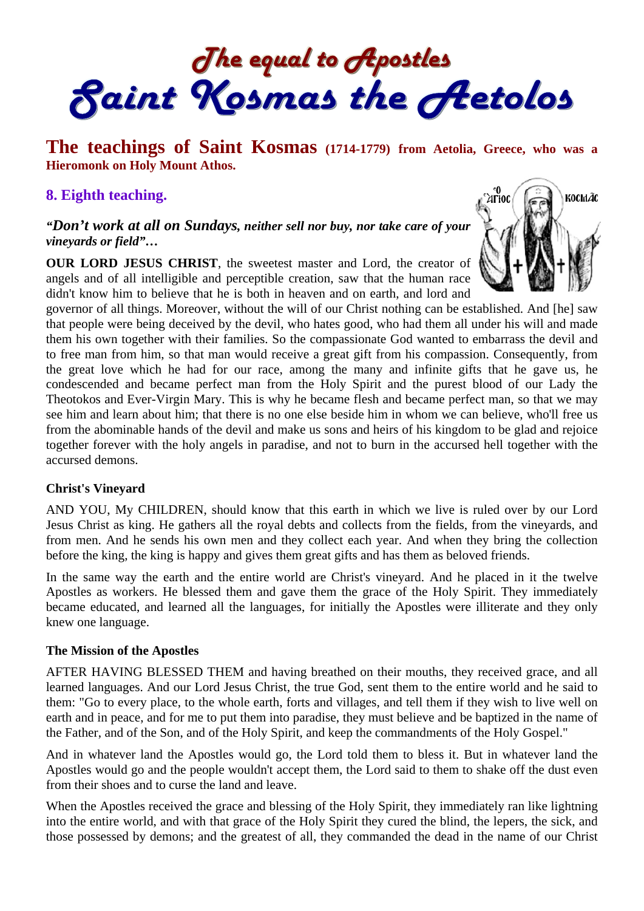# The equal to Apostles
# Saint Kosmas the Aetolos

## The teachings of Saint Kosmas (1714-1779) from Aetolia, Greece, who was a Hieromonk on Holy Mount Athos.

### 8. Eighth teaching.

***"Don't work at all on Sundays, neither sell nor buy, nor take care of your vineyards or field"…***

**OUR LORD JESUS CHRIST**, the sweetest master and Lord, the creator of angels and of all intelligible and perceptible creation, saw that the human race didn't know him to believe that he is both in heaven and on earth, and lord and governor of all things. Moreover, without the will of our Christ nothing can be established. And [he] saw that people were being deceived by the devil, who hates good, who had them all under his will and made them his own together with their families. So the compassionate God wanted to embarrass the devil and to free man from him, so that man would receive a great gift from his compassion. Consequently, from the great love which he had for our race, among the many and infinite gifts that he gave us, he condescended and became perfect man from the Holy Spirit and the purest blood of our Lady the Theotokos and Ever-Virgin Mary. This is why he became flesh and became perfect man, so that we may see him and learn about him; that there is no one else beside him in whom we can believe, who'll free us from the abominable hands of the devil and make us sons and heirs of his kingdom to be glad and rejoice together forever with the holy angels in paradise, and not to burn in the accursed hell together with the accursed demons.

#### Christ's Vineyard

AND YOU, My CHILDREN, should know that this earth in which we live is ruled over by our Lord Jesus Christ as king. He gathers all the royal debts and collects from the fields, from the vineyards, and from men. And he sends his own men and they collect each year. And when they bring the collection before the king, the king is happy and gives them great gifts and has them as beloved friends.

In the same way the earth and the entire world are Christ's vineyard. And he placed in it the twelve Apostles as workers. He blessed them and gave them the grace of the Holy Spirit. They immediately became educated, and learned all the languages, for initially the Apostles were illiterate and they only knew one language.

#### The Mission of the Apostles

AFTER HAVING BLESSED THEM and having breathed on their mouths, they received grace, and all learned languages. And our Lord Jesus Christ, the true God, sent them to the entire world and he said to them: "Go to every place, to the whole earth, forts and villages, and tell them if they wish to live well on earth and in peace, and for me to put them into paradise, they must believe and be baptized in the name of the Father, and of the Son, and of the Holy Spirit, and keep the commandments of the Holy Gospel."

And in whatever land the Apostles would go, the Lord told them to bless it. But in whatever land the Apostles would go and the people wouldn't accept them, the Lord said to them to shake off the dust even from their shoes and to curse the land and leave.

When the Apostles received the grace and blessing of the Holy Spirit, they immediately ran like lightning into the entire world, and with that grace of the Holy Spirit they cured the blind, the lepers, the sick, and those possessed by demons; and the greatest of all, they commanded the dead in the name of our Christ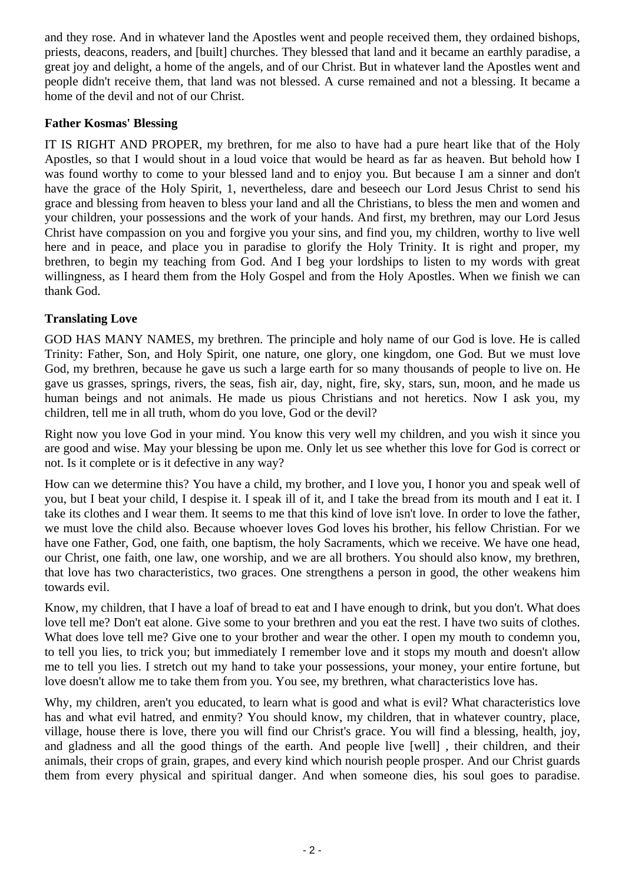and they rose. And in whatever land the Apostles went and people received them, they ordained bishops, priests, deacons, readers, and [built] churches. They blessed that land and it became an earthly paradise, a great joy and delight, a home of the angels, and of our Christ. But in whatever land the Apostles went and people didn't receive them, that land was not blessed. A curse remained and not a blessing. It became a home of the devil and not of our Christ.

**Father Kosmas' Blessing**

IT IS RIGHT AND PROPER, my brethren, for me also to have had a pure heart like that of the Holy Apostles, so that I would shout in a loud voice that would be heard as far as heaven. But behold how I was found worthy to come to your blessed land and to enjoy you. But because I am a sinner and don't have the grace of the Holy Spirit, 1, nevertheless, dare and beseech our Lord Jesus Christ to send his grace and blessing from heaven to bless your land and all the Christians, to bless the men and women and your children, your possessions and the work of your hands. And first, my brethren, may our Lord Jesus Christ have compassion on you and forgive you your sins, and find you, my children, worthy to live well here and in peace, and place you in paradise to glorify the Holy Trinity. It is right and proper, my brethren, to begin my teaching from God. And I beg your lordships to listen to my words with great willingness, as I heard them from the Holy Gospel and from the Holy Apostles. When we finish we can thank God.

**Translating Love**

GOD HAS MANY NAMES, my brethren. The principle and holy name of our God is love. He is called Trinity: Father, Son, and Holy Spirit, one nature, one glory, one kingdom, one God. But we must love God, my brethren, because he gave us such a large earth for so many thousands of people to live on. He gave us grasses, springs, rivers, the seas, fish air, day, night, fire, sky, stars, sun, moon, and he made us human beings and not animals. He made us pious Christians and not heretics. Now I ask you, my children, tell me in all truth, whom do you love, God or the devil?

Right now you love God in your mind. You know this very well my children, and you wish it since you are good and wise. May your blessing be upon me. Only let us see whether this love for God is correct or not. Is it complete or is it defective in any way?

How can we determine this? You have a child, my brother, and I love you, I honor you and speak well of you, but I beat your child, I despise it. I speak ill of it, and I take the bread from its mouth and I eat it. I take its clothes and I wear them. It seems to me that this kind of love isn't love. In order to love the father, we must love the child also. Because whoever loves God loves his brother, his fellow Christian. For we have one Father, God, one faith, one baptism, the holy Sacraments, which we receive. We have one head, our Christ, one faith, one law, one worship, and we are all brothers. You should also know, my brethren, that love has two characteristics, two graces. One strengthens a person in good, the other weakens him towards evil.

Know, my children, that I have a loaf of bread to eat and I have enough to drink, but you don't. What does love tell me? Don't eat alone. Give some to your brethren and you eat the rest. I have two suits of clothes. What does love tell me? Give one to your brother and wear the other. I open my mouth to condemn you, to tell you lies, to trick you; but immediately I remember love and it stops my mouth and doesn't allow me to tell you lies. I stretch out my hand to take your possessions, your money, your entire fortune, but love doesn't allow me to take them from you. You see, my brethren, what characteristics love has.

Why, my children, aren't you educated, to learn what is good and what is evil? What characteristics love has and what evil hatred, and enmity? You should know, my children, that in whatever country, place, village, house there is love, there you will find our Christ's grace. You will find a blessing, health, joy, and gladness and all the good things of the earth. And people live [well] , their children, and their animals, their crops of grain, grapes, and every kind which nourish people prosper. And our Christ guards them from every physical and spiritual danger. And when someone dies, his soul goes to paradise.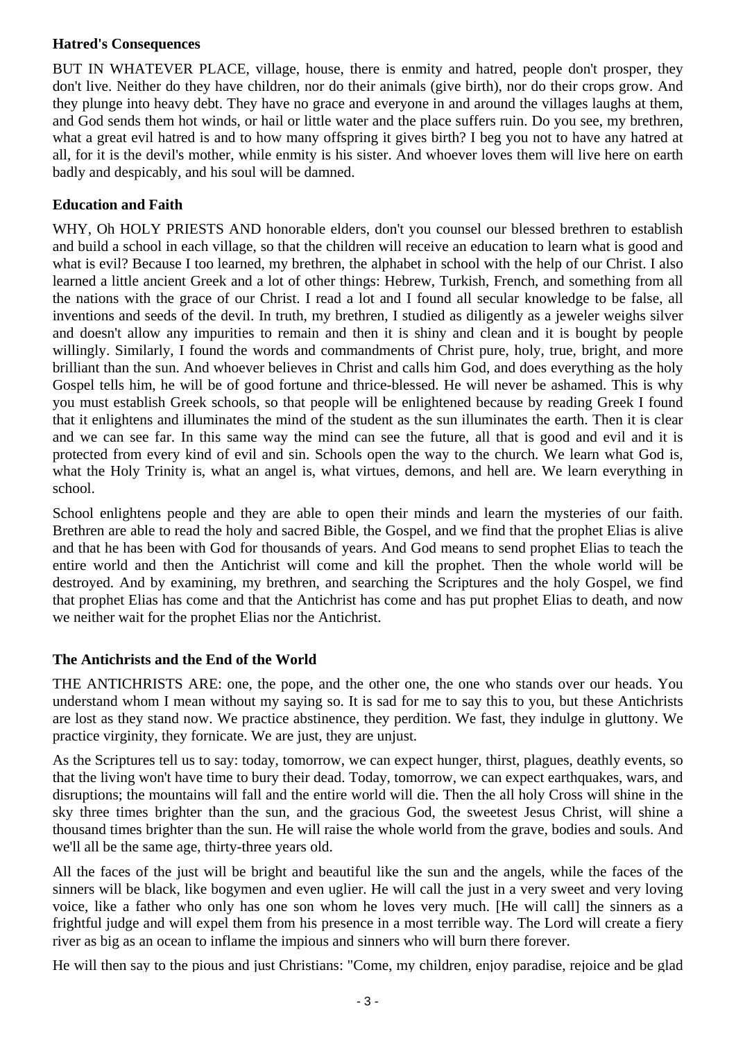### Hatred's Consequences

BUT IN WHATEVER PLACE, village, house, there is enmity and hatred, people don't prosper, they don't live. Neither do they have children, nor do their animals (give birth), nor do their crops grow. And they plunge into heavy debt. They have no grace and everyone in and around the villages laughs at them, and God sends them hot winds, or hail or little water and the place suffers ruin. Do you see, my brethren, what a great evil hatred is and to how many offspring it gives birth? I beg you not to have any hatred at all, for it is the devil's mother, while enmity is his sister. And whoever loves them will live here on earth badly and despicably, and his soul will be damned.

### Education and Faith

WHY, Oh HOLY PRIESTS AND honorable elders, don't you counsel our blessed brethren to establish and build a school in each village, so that the children will receive an education to learn what is good and what is evil? Because I too learned, my brethren, the alphabet in school with the help of our Christ. I also learned a little ancient Greek and a lot of other things: Hebrew, Turkish, French, and something from all the nations with the grace of our Christ. I read a lot and I found all secular knowledge to be false, all inventions and seeds of the devil. In truth, my brethren, I studied as diligently as a jeweler weighs silver and doesn't allow any impurities to remain and then it is shiny and clean and it is bought by people willingly. Similarly, I found the words and commandments of Christ pure, holy, true, bright, and more brilliant than the sun. And whoever believes in Christ and calls him God, and does everything as the holy Gospel tells him, he will be of good fortune and thrice-blessed. He will never be ashamed. This is why you must establish Greek schools, so that people will be enlightened because by reading Greek I found that it enlightens and illuminates the mind of the student as the sun illuminates the earth. Then it is clear and we can see far. In this same way the mind can see the future, all that is good and evil and it is protected from every kind of evil and sin. Schools open the way to the church. We learn what God is, what the Holy Trinity is, what an angel is, what virtues, demons, and hell are. We learn everything in school.

School enlightens people and they are able to open their minds and learn the mysteries of our faith. Brethren are able to read the holy and sacred Bible, the Gospel, and we find that the prophet Elias is alive and that he has been with God for thousands of years. And God means to send prophet Elias to teach the entire world and then the Antichrist will come and kill the prophet. Then the whole world will be destroyed. And by examining, my brethren, and searching the Scriptures and the holy Gospel, we find that prophet Elias has come and that the Antichrist has come and has put prophet Elias to death, and now we neither wait for the prophet Elias nor the Antichrist.

### The Antichrists and the End of the World

THE ANTICHRISTS ARE: one, the pope, and the other one, the one who stands over our heads. You understand whom I mean without my saying so. It is sad for me to say this to you, but these Antichrists are lost as they stand now. We practice abstinence, they perdition. We fast, they indulge in gluttony. We practice virginity, they fornicate. We are just, they are unjust.

As the Scriptures tell us to say: today, tomorrow, we can expect hunger, thirst, plagues, deathly events, so that the living won't have time to bury their dead. Today, tomorrow, we can expect earthquakes, wars, and disruptions; the mountains will fall and the entire world will die. Then the all holy Cross will shine in the sky three times brighter than the sun, and the gracious God, the sweetest Jesus Christ, will shine a thousand times brighter than the sun. He will raise the whole world from the grave, bodies and souls. And we'll all be the same age, thirty-three years old.

All the faces of the just will be bright and beautiful like the sun and the angels, while the faces of the sinners will be black, like bogymen and even uglier. He will call the just in a very sweet and very loving voice, like a father who only has one son whom he loves very much. [He will call] the sinners as a frightful judge and will expel them from his presence in a most terrible way. The Lord will create a fiery river as big as an ocean to inflame the impious and sinners who will burn there forever.

He will then say to the pious and just Christians: "Come, my children, enjoy paradise, rejoice and be glad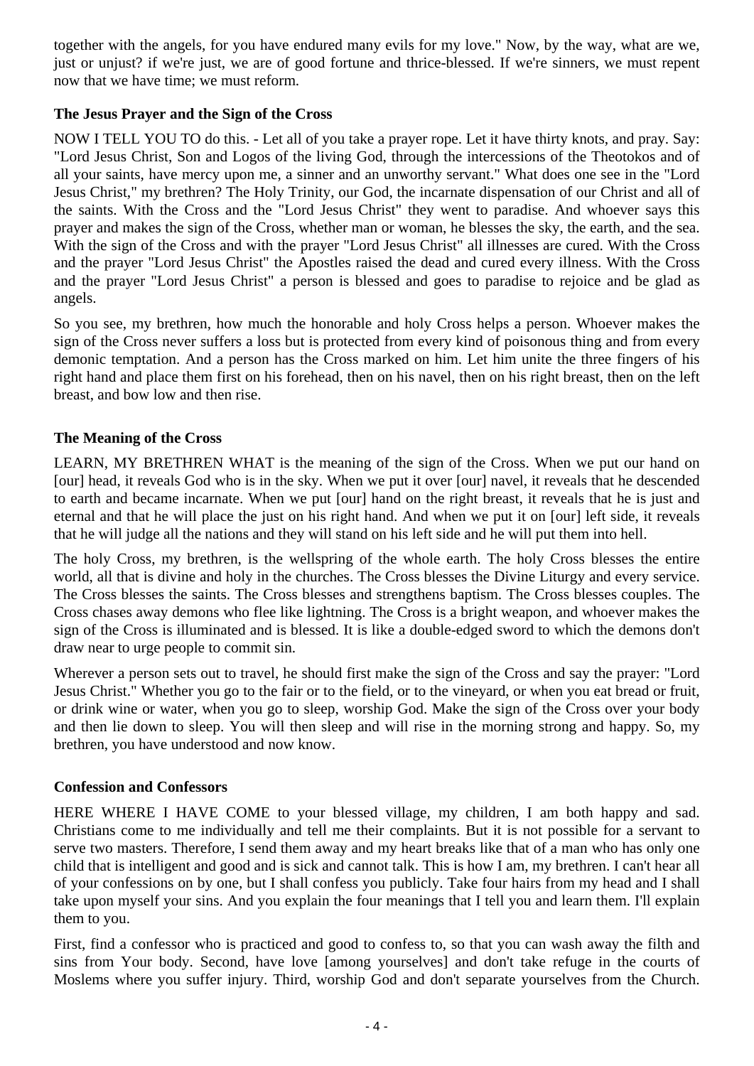together with the angels, for you have endured many evils for my love." Now, by the way, what are we, just or unjust? if we're just, we are of good fortune and thrice-blessed. If we're sinners, we must repent now that we have time; we must reform.

### The Jesus Prayer and the Sign of the Cross

NOW I TELL YOU TO do this. - Let all of you take a prayer rope. Let it have thirty knots, and pray. Say: "Lord Jesus Christ, Son and Logos of the living God, through the intercessions of the Theotokos and of all your saints, have mercy upon me, a sinner and an unworthy servant." What does one see in the "Lord Jesus Christ," my brethren? The Holy Trinity, our God, the incarnate dispensation of our Christ and all of the saints. With the Cross and the "Lord Jesus Christ" they went to paradise. And whoever says this prayer and makes the sign of the Cross, whether man or woman, he blesses the sky, the earth, and the sea. With the sign of the Cross and with the prayer "Lord Jesus Christ" all illnesses are cured. With the Cross and the prayer "Lord Jesus Christ" the Apostles raised the dead and cured every illness. With the Cross and the prayer "Lord Jesus Christ" a person is blessed and goes to paradise to rejoice and be glad as angels.

So you see, my brethren, how much the honorable and holy Cross helps a person. Whoever makes the sign of the Cross never suffers a loss but is protected from every kind of poisonous thing and from every demonic temptation. And a person has the Cross marked on him. Let him unite the three fingers of his right hand and place them first on his forehead, then on his navel, then on his right breast, then on the left breast, and bow low and then rise.

### The Meaning of the Cross

LEARN, MY BRETHREN WHAT is the meaning of the sign of the Cross. When we put our hand on [our] head, it reveals God who is in the sky. When we put it over [our] navel, it reveals that he descended to earth and became incarnate. When we put [our] hand on the right breast, it reveals that he is just and eternal and that he will place the just on his right hand. And when we put it on [our] left side, it reveals that he will judge all the nations and they will stand on his left side and he will put them into hell.

The holy Cross, my brethren, is the wellspring of the whole earth. The holy Cross blesses the entire world, all that is divine and holy in the churches. The Cross blesses the Divine Liturgy and every service. The Cross blesses the saints. The Cross blesses and strengthens baptism. The Cross blesses couples. The Cross chases away demons who flee like lightning. The Cross is a bright weapon, and whoever makes the sign of the Cross is illuminated and is blessed. It is like a double-edged sword to which the demons don't draw near to urge people to commit sin.

Wherever a person sets out to travel, he should first make the sign of the Cross and say the prayer: "Lord Jesus Christ." Whether you go to the fair or to the field, or to the vineyard, or when you eat bread or fruit, or drink wine or water, when you go to sleep, worship God. Make the sign of the Cross over your body and then lie down to sleep. You will then sleep and will rise in the morning strong and happy. So, my brethren, you have understood and now know.

### Confession and Confessors

HERE WHERE I HAVE COME to your blessed village, my children, I am both happy and sad. Christians come to me individually and tell me their complaints. But it is not possible for a servant to serve two masters. Therefore, I send them away and my heart breaks like that of a man who has only one child that is intelligent and good and is sick and cannot talk. This is how I am, my brethren. I can't hear all of your confessions on by one, but I shall confess you publicly. Take four hairs from my head and I shall take upon myself your sins. And you explain the four meanings that I tell you and learn them. I'll explain them to you.

First, find a confessor who is practiced and good to confess to, so that you can wash away the filth and sins from Your body. Second, have love [among yourselves] and don't take refuge in the courts of Moslems where you suffer injury. Third, worship God and don't separate yourselves from the Church.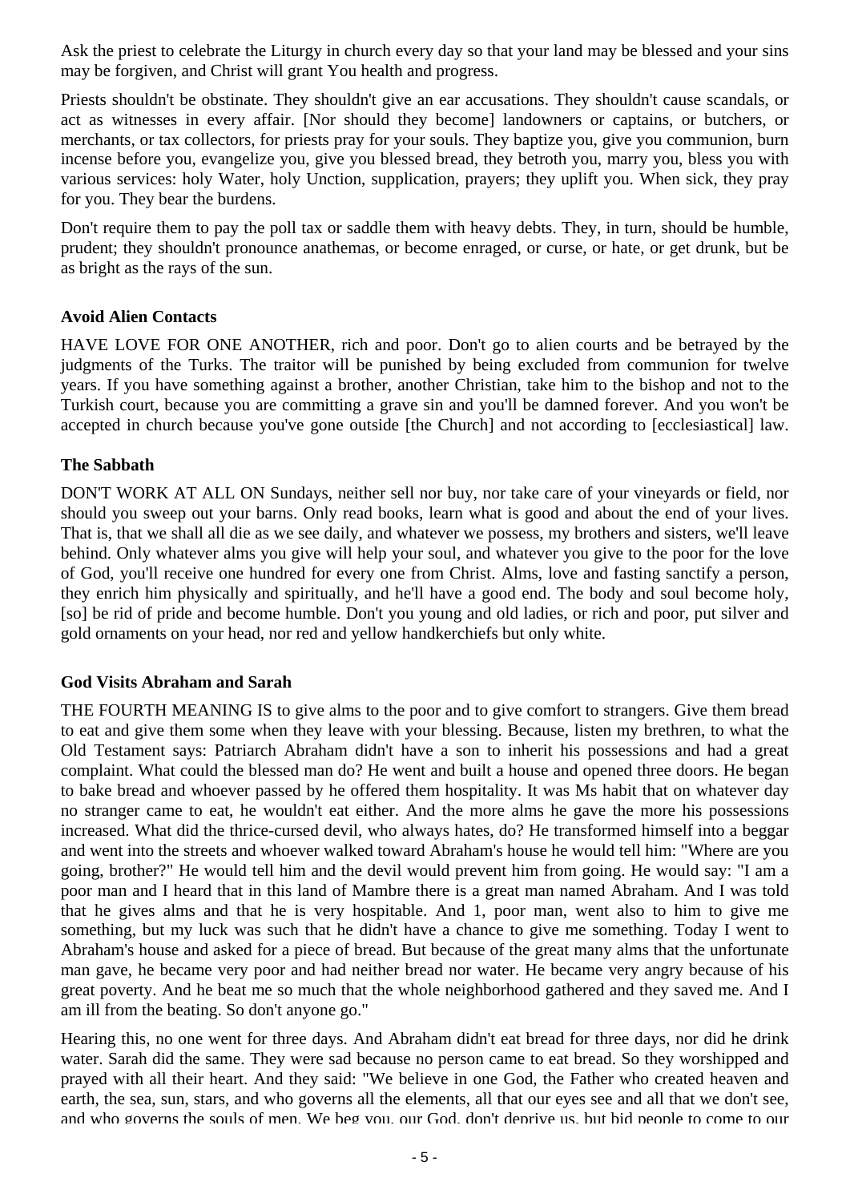Ask the priest to celebrate the Liturgy in church every day so that your land may be blessed and your sins may be forgiven, and Christ will grant You health and progress.

Priests shouldn't be obstinate. They shouldn't give an ear accusations. They shouldn't cause scandals, or act as witnesses in every affair. [Nor should they become] landowners or captains, or butchers, or merchants, or tax collectors, for priests pray for your souls. They baptize you, give you communion, burn incense before you, evangelize you, give you blessed bread, they betroth you, marry you, bless you with various services: holy Water, holy Unction, supplication, prayers; they uplift you. When sick, they pray for you. They bear the burdens.

Don't require them to pay the poll tax or saddle them with heavy debts. They, in turn, should be humble, prudent; they shouldn't pronounce anathemas, or become enraged, or curse, or hate, or get drunk, but be as bright as the rays of the sun.

### Avoid Alien Contacts

HAVE LOVE FOR ONE ANOTHER, rich and poor. Don't go to alien courts and be betrayed by the judgments of the Turks. The traitor will be punished by being excluded from communion for twelve years. If you have something against a brother, another Christian, take him to the bishop and not to the Turkish court, because you are committing a grave sin and you'll be damned forever. And you won't be accepted in church because you've gone outside [the Church] and not according to [ecclesiastical] law.

### The Sabbath

DON'T WORK AT ALL ON Sundays, neither sell nor buy, nor take care of your vineyards or field, nor should you sweep out your barns. Only read books, learn what is good and about the end of your lives. That is, that we shall all die as we see daily, and whatever we possess, my brothers and sisters, we'll leave behind. Only whatever alms you give will help your soul, and whatever you give to the poor for the love of God, you'll receive one hundred for every one from Christ. Alms, love and fasting sanctify a person, they enrich him physically and spiritually, and he'll have a good end. The body and soul become holy, [so] be rid of pride and become humble. Don't you young and old ladies, or rich and poor, put silver and gold ornaments on your head, nor red and yellow handkerchiefs but only white.

### God Visits Abraham and Sarah

THE FOURTH MEANING IS to give alms to the poor and to give comfort to strangers. Give them bread to eat and give them some when they leave with your blessing. Because, listen my brethren, to what the Old Testament says: Patriarch Abraham didn't have a son to inherit his possessions and had a great complaint. What could the blessed man do? He went and built a house and opened three doors. He began to bake bread and whoever passed by he offered them hospitality. It was Ms habit that on whatever day no stranger came to eat, he wouldn't eat either. And the more alms he gave the more his possessions increased. What did the thrice-cursed devil, who always hates, do? He transformed himself into a beggar and went into the streets and whoever walked toward Abraham's house he would tell him: "Where are you going, brother?" He would tell him and the devil would prevent him from going. He would say: "I am a poor man and I heard that in this land of Mambre there is a great man named Abraham. And I was told that he gives alms and that he is very hospitable. And 1, poor man, went also to him to give me something, but my luck was such that he didn't have a chance to give me something. Today I went to Abraham's house and asked for a piece of bread. But because of the great many alms that the unfortunate man gave, he became very poor and had neither bread nor water. He became very angry because of his great poverty. And he beat me so much that the whole neighborhood gathered and they saved me. And I am ill from the beating. So don't anyone go."

Hearing this, no one went for three days. And Abraham didn't eat bread for three days, nor did he drink water. Sarah did the same. They were sad because no person came to eat bread. So they worshipped and prayed with all their heart. And they said: "We believe in one God, the Father who created heaven and earth, the sea, sun, stars, and who governs all the elements, all that our eyes see and all that we don't see, and who governs the souls of men. We beg you, our God, don't deprive us, but bid people to come to our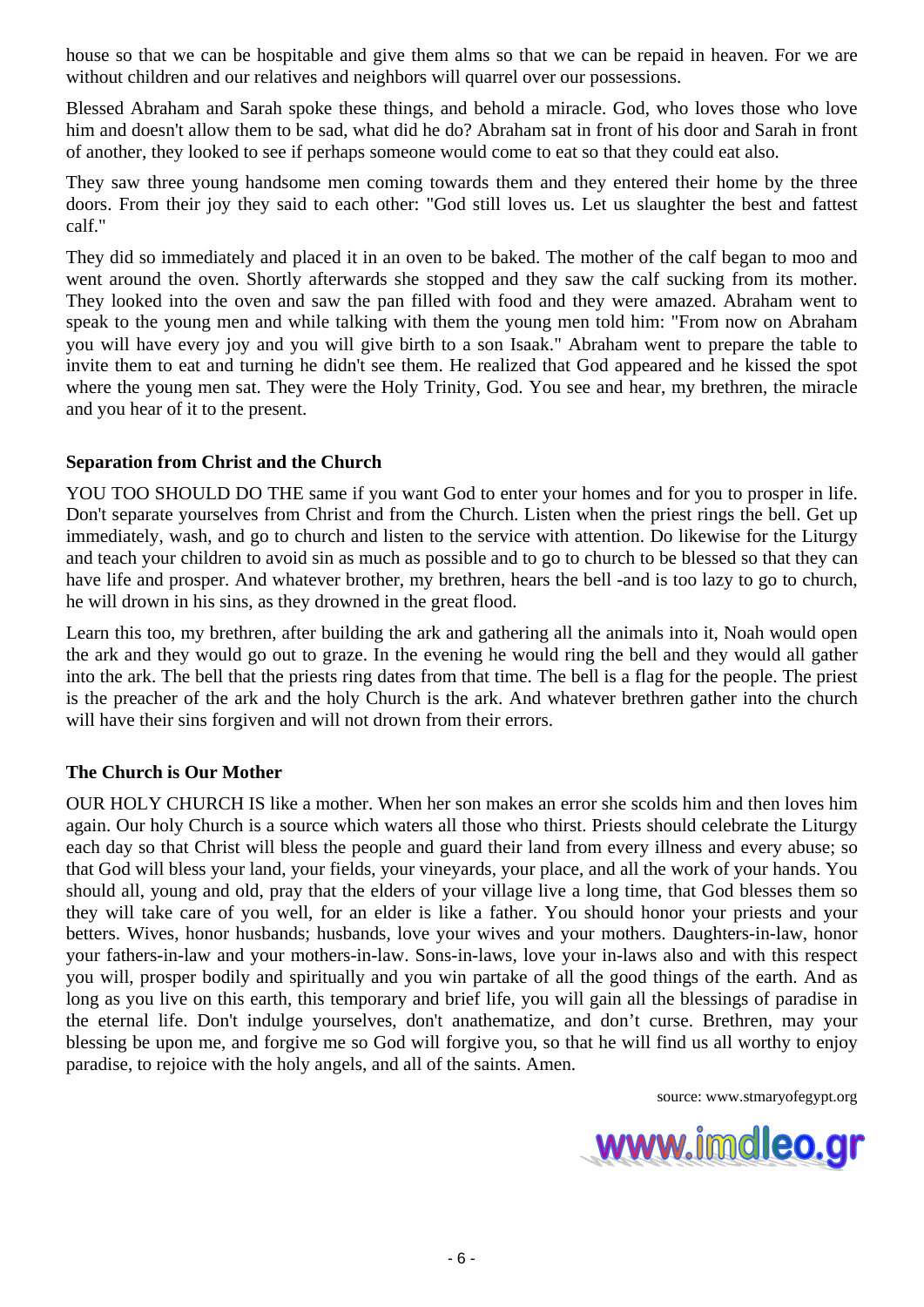house so that we can be hospitable and give them alms so that we can be repaid in heaven. For we are without children and our relatives and neighbors will quarrel over our possessions.

Blessed Abraham and Sarah spoke these things, and behold a miracle. God, who loves those who love him and doesn't allow them to be sad, what did he do? Abraham sat in front of his door and Sarah in front of another, they looked to see if perhaps someone would come to eat so that they could eat also.

They saw three young handsome men coming towards them and they entered their home by the three doors. From their joy they said to each other: "God still loves us. Let us slaughter the best and fattest calf."

They did so immediately and placed it in an oven to be baked. The mother of the calf began to moo and went around the oven. Shortly afterwards she stopped and they saw the calf sucking from its mother. They looked into the oven and saw the pan filled with food and they were amazed. Abraham went to speak to the young men and while talking with them the young men told him: "From now on Abraham you will have every joy and you will give birth to a son Isaak." Abraham went to prepare the table to invite them to eat and turning he didn't see them. He realized that God appeared and he kissed the spot where the young men sat. They were the Holy Trinity, God. You see and hear, my brethren, the miracle and you hear of it to the present.

## Separation from Christ and the Church

YOU TOO SHOULD DO THE same if you want God to enter your homes and for you to prosper in life. Don't separate yourselves from Christ and from the Church. Listen when the priest rings the bell. Get up immediately, wash, and go to church and listen to the service with attention. Do likewise for the Liturgy and teach your children to avoid sin as much as possible and to go to church to be blessed so that they can have life and prosper. And whatever brother, my brethren, hears the bell -and is too lazy to go to church, he will drown in his sins, as they drowned in the great flood.

Learn this too, my brethren, after building the ark and gathering all the animals into it, Noah would open the ark and they would go out to graze. In the evening he would ring the bell and they would all gather into the ark. The bell that the priests ring dates from that time. The bell is a flag for the people. The priest is the preacher of the ark and the holy Church is the ark. And whatever brethren gather into the church will have their sins forgiven and will not drown from their errors.

## The Church is Our Mother

OUR HOLY CHURCH IS like a mother. When her son makes an error she scolds him and then loves him again. Our holy Church is a source which waters all those who thirst. Priests should celebrate the Liturgy each day so that Christ will bless the people and guard their land from every illness and every abuse; so that God will bless your land, your fields, your vineyards, your place, and all the work of your hands. You should all, young and old, pray that the elders of your village live a long time, that God blesses them so they will take care of you well, for an elder is like a father. You should honor your priests and your betters. Wives, honor husbands; husbands, love your wives and your mothers. Daughters-in-law, honor your fathers-in-law and your mothers-in-law. Sons-in-laws, love your in-laws also and with this respect you will, prosper bodily and spiritually and you win partake of all the good things of the earth. And as long as you live on this earth, this temporary and brief life, you will gain all the blessings of paradise in the eternal life. Don't indulge yourselves, don't anathematize, and don't curse. Brethren, may your blessing be upon me, and forgive me so God will forgive you, so that he will find us all worthy to enjoy paradise, to rejoice with the holy angels, and all of the saints. Amen.

source: www.stmaryofegypt.org

www.imdleo.gr